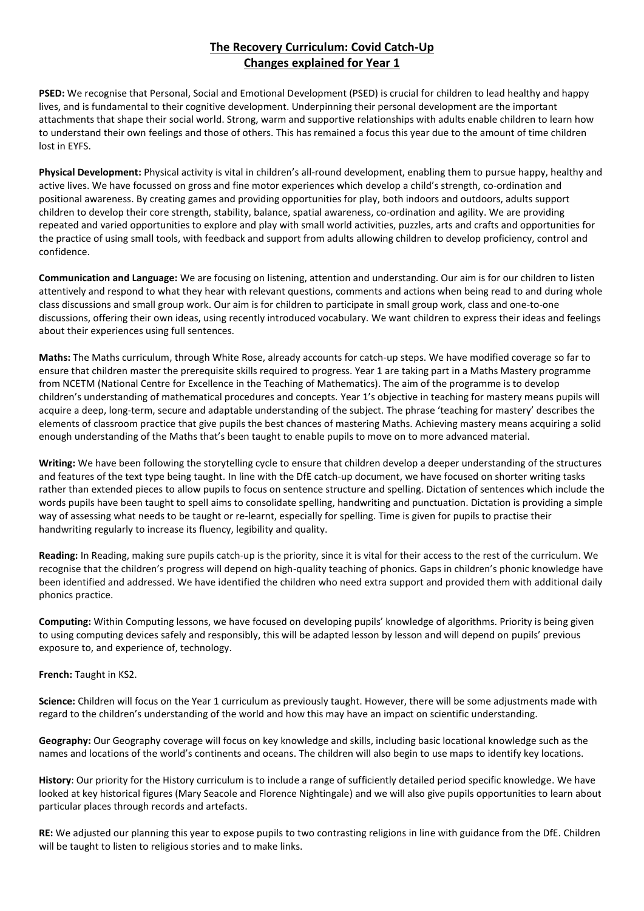# The Recovery Curriculum: Covid Catch-Up
# Changes explained for Year 1

**PSED:** We recognise that Personal, Social and Emotional Development (PSED) is crucial for children to lead healthy and happy lives, and is fundamental to their cognitive development. Underpinning their personal development are the important attachments that shape their social world. Strong, warm and supportive relationships with adults enable children to learn how to understand their own feelings and those of others. This has remained a focus this year due to the amount of time children lost in EYFS.

**Physical Development:** Physical activity is vital in children's all-round development, enabling them to pursue happy, healthy and active lives. We have focussed on gross and fine motor experiences which develop a child's strength, co-ordination and positional awareness. By creating games and providing opportunities for play, both indoors and outdoors, adults support children to develop their core strength, stability, balance, spatial awareness, co-ordination and agility. We are providing repeated and varied opportunities to explore and play with small world activities, puzzles, arts and crafts and opportunities for the practice of using small tools, with feedback and support from adults allowing children to develop proficiency, control and confidence.

**Communication and Language:** We are focusing on listening, attention and understanding. Our aim is for our children to listen attentively and respond to what they hear with relevant questions, comments and actions when being read to and during whole class discussions and small group work. Our aim is for children to participate in small group work, class and one-to-one discussions, offering their own ideas, using recently introduced vocabulary. We want children to express their ideas and feelings about their experiences using full sentences.

**Maths:** The Maths curriculum, through White Rose, already accounts for catch-up steps. We have modified coverage so far to ensure that children master the prerequisite skills required to progress. Year 1 are taking part in a Maths Mastery programme from NCETM (National Centre for Excellence in the Teaching of Mathematics). The aim of the programme is to develop children's understanding of mathematical procedures and concepts. Year 1's objective in teaching for mastery means pupils will acquire a deep, long-term, secure and adaptable understanding of the subject. The phrase 'teaching for mastery' describes the elements of classroom practice that give pupils the best chances of mastering Maths. Achieving mastery means acquiring a solid enough understanding of the Maths that's been taught to enable pupils to move on to more advanced material.

**Writing:** We have been following the storytelling cycle to ensure that children develop a deeper understanding of the structures and features of the text type being taught. In line with the DfE catch-up document, we have focused on shorter writing tasks rather than extended pieces to allow pupils to focus on sentence structure and spelling. Dictation of sentences which include the words pupils have been taught to spell aims to consolidate spelling, handwriting and punctuation. Dictation is providing a simple way of assessing what needs to be taught or re-learnt, especially for spelling. Time is given for pupils to practise their handwriting regularly to increase its fluency, legibility and quality.

**Reading:** In Reading, making sure pupils catch-up is the priority, since it is vital for their access to the rest of the curriculum. We recognise that the children's progress will depend on high-quality teaching of phonics. Gaps in children's phonic knowledge have been identified and addressed. We have identified the children who need extra support and provided them with additional daily phonics practice.

**Computing:** Within Computing lessons, we have focused on developing pupils' knowledge of algorithms. Priority is being given to using computing devices safely and responsibly, this will be adapted lesson by lesson and will depend on pupils' previous exposure to, and experience of, technology.

**French:** Taught in KS2.

**Science:** Children will focus on the Year 1 curriculum as previously taught. However, there will be some adjustments made with regard to the children's understanding of the world and how this may have an impact on scientific understanding.

**Geography:** Our Geography coverage will focus on key knowledge and skills, including basic locational knowledge such as the names and locations of the world's continents and oceans. The children will also begin to use maps to identify key locations.

**History**: Our priority for the History curriculum is to include a range of sufficiently detailed period specific knowledge. We have looked at key historical figures (Mary Seacole and Florence Nightingale) and we will also give pupils opportunities to learn about particular places through records and artefacts.

**RE:** We adjusted our planning this year to expose pupils to two contrasting religions in line with guidance from the DfE. Children will be taught to listen to religious stories and to make links.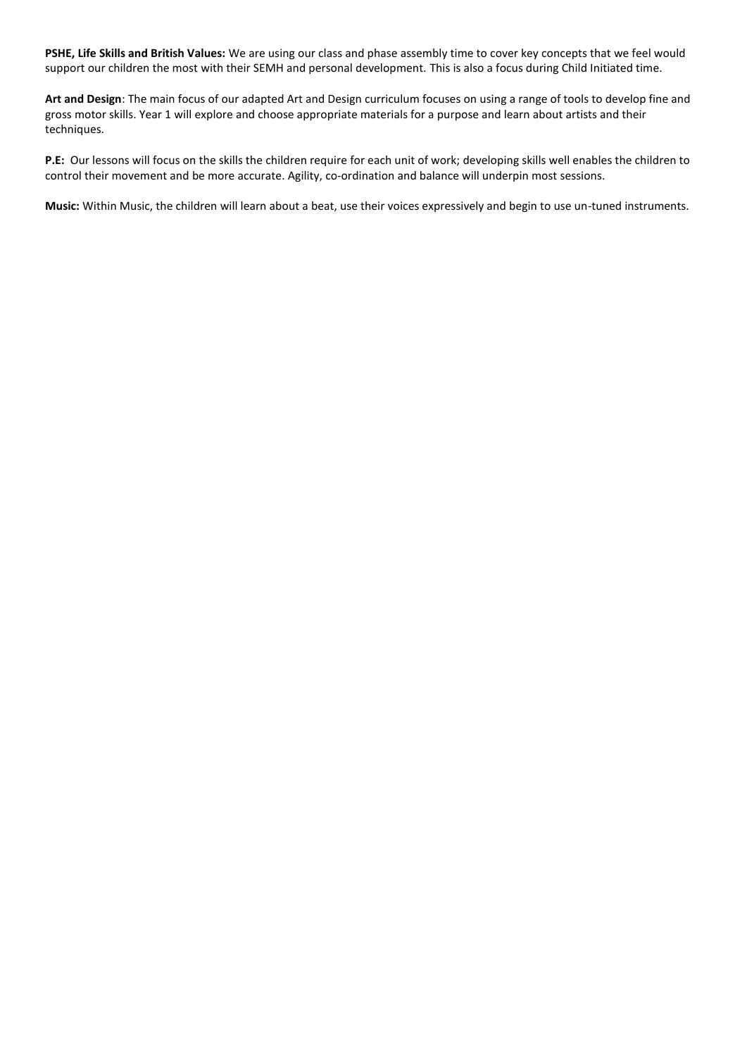**PSHE, Life Skills and British Values:** We are using our class and phase assembly time to cover key concepts that we feel would support our children the most with their SEMH and personal development. This is also a focus during Child Initiated time.

**Art and Design**: The main focus of our adapted Art and Design curriculum focuses on using a range of tools to develop fine and gross motor skills. Year 1 will explore and choose appropriate materials for a purpose and learn about artists and their techniques.

**P.E:** Our lessons will focus on the skills the children require for each unit of work; developing skills well enables the children to control their movement and be more accurate. Agility, co-ordination and balance will underpin most sessions.

**Music:** Within Music, the children will learn about a beat, use their voices expressively and begin to use un-tuned instruments.